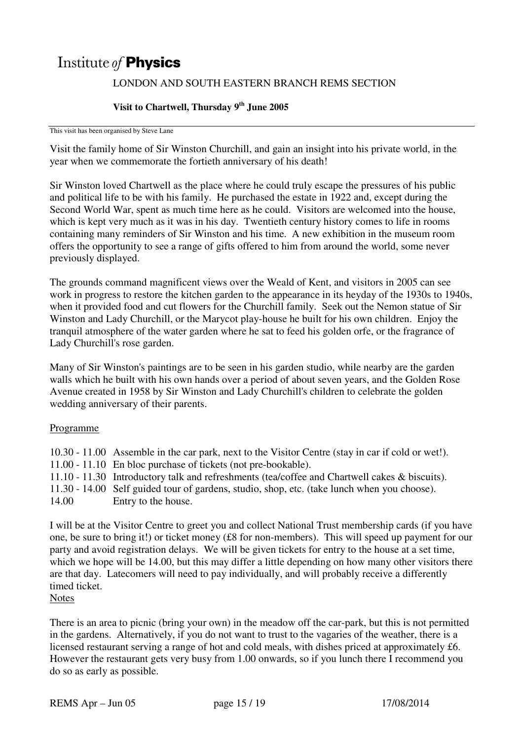# Institute *of* **Physics**

LONDON AND SOUTH EASTERN BRANCH REMS SECTION

**Visit to Chartwell, Thursday 9th June 2005**

This visit has been organised by Steve Lane

Visit the family home of Sir Winston Churchill, and gain an insight into his private world, in the year when we commemorate the fortieth anniversary of his death!

Sir Winston loved Chartwell as the place where he could truly escape the pressures of his public and political life to be with his family. He purchased the estate in 1922 and, except during the Second World War, spent as much time here as he could. Visitors are welcomed into the house, which is kept very much as it was in his day. Twentieth century history comes to life in rooms containing many reminders of Sir Winston and his time. A new exhibition in the museum room offers the opportunity to see a range of gifts offered to him from around the world, some never previously displayed.

The grounds command magnificent views over the Weald of Kent, and visitors in 2005 can see work in progress to restore the kitchen garden to the appearance in its heyday of the 1930s to 1940s, when it provided food and cut flowers for the Churchill family. Seek out the Nemon statue of Sir Winston and Lady Churchill, or the Marycot play-house he built for his own children. Enjoy the tranquil atmosphere of the water garden where he sat to feed his golden orfe, or the fragrance of Lady Churchill's rose garden.

Many of Sir Winston's paintings are to be seen in his garden studio, while nearby are the garden walls which he built with his own hands over a period of about seven years, and the Golden Rose Avenue created in 1958 by Sir Winston and Lady Churchill's children to celebrate the golden wedding anniversary of their parents.

Programme

| | |
|---|---|
| 10.30 - 11.00 | Assemble in the car park, next to the Visitor Centre (stay in car if cold or wet!). |
| 11.00 - 11.10 | En bloc purchase of tickets (not pre-bookable). |
| 11.10 - 11.30 | Introductory talk and refreshments (tea/coffee and Chartwell cakes & biscuits). |
| 11.30 - 14.00 | Self guided tour of gardens, studio, shop, etc. (take lunch when you choose). |
| 14.00 | Entry to the house. |

I will be at the Visitor Centre to greet you and collect National Trust membership cards (if you have one, be sure to bring it!) or ticket money (£8 for non-members). This will speed up payment for our party and avoid registration delays. We will be given tickets for entry to the house at a set time, which we hope will be 14.00, but this may differ a little depending on how many other visitors there are that day. Latecomers will need to pay individually, and will probably receive a differently timed ticket.

Notes

There is an area to picnic (bring your own) in the meadow off the car-park, but this is not permitted in the gardens. Alternatively, if you do not want to trust to the vagaries of the weather, there is a licensed restaurant serving a range of hot and cold meals, with dishes priced at approximately £6. However the restaurant gets very busy from 1.00 onwards, so if you lunch there I recommend you do so as early as possible.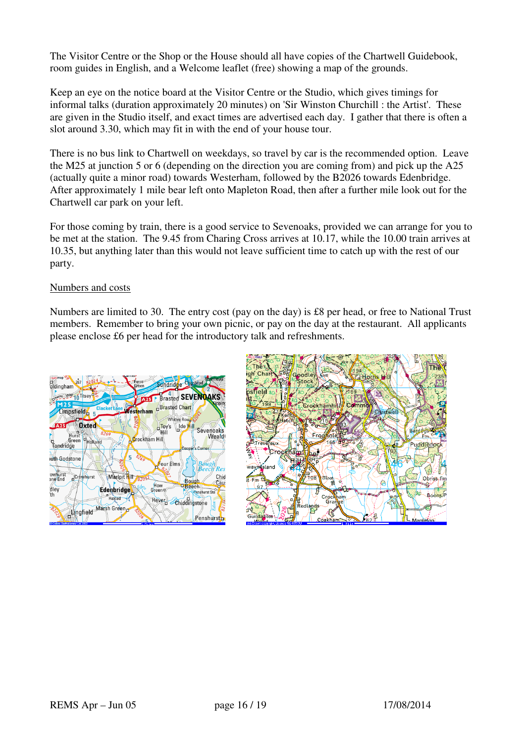The Visitor Centre or the Shop or the House should all have copies of the Chartwell Guidebook, room guides in English, and a Welcome leaflet (free) showing a map of the grounds.

Keep an eye on the notice board at the Visitor Centre or the Studio, which gives timings for informal talks (duration approximately 20 minutes) on 'Sir Winston Churchill : the Artist'. These are given in the Studio itself, and exact times are advertised each day. I gather that there is often a slot around 3.30, which may fit in with the end of your house tour.

There is no bus link to Chartwell on weekdays, so travel by car is the recommended option. Leave the M25 at junction 5 or 6 (depending on the direction you are coming from) and pick up the A25 (actually quite a minor road) towards Westerham, followed by the B2026 towards Edenbridge. After approximately 1 mile bear left onto Mapleton Road, then after a further mile look out for the Chartwell car park on your left.

For those coming by train, there is a good service to Sevenoaks, provided we can arrange for you to be met at the station. The 9.45 from Charing Cross arrives at 10.17, while the 10.00 train arrives at 10.35, but anything later than this would not leave sufficient time to catch up with the rest of our party.

<u>Numbers and costs</u>

Numbers are limited to 30. The entry cost (pay on the day) is £8 per head, or free to National Trust members. Remember to bring your own picnic, or pay on the day at the restaurant. All applicants please enclose £6 per head for the introductory talk and refreshments.